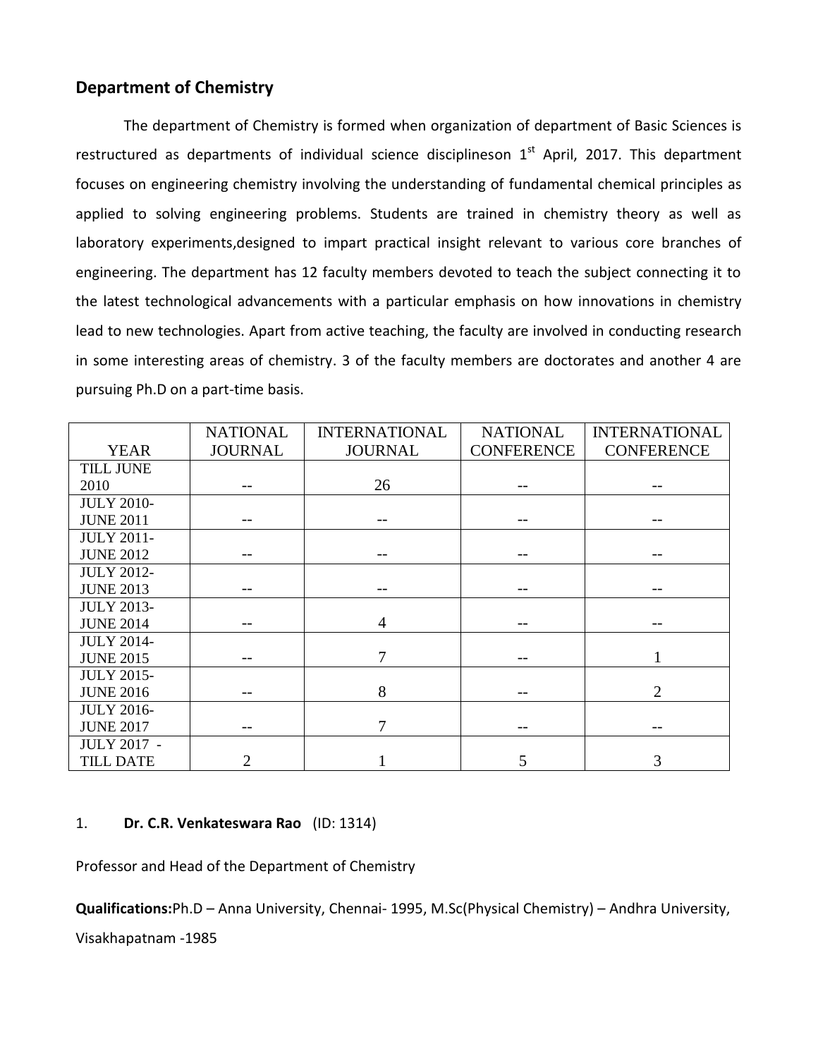## Department of Chemistry

The department of Chemistry is formed when organization of department of Basic Sciences is restructured as departments of individual science disciplineson 1st April, 2017. This department focuses on engineering chemistry involving the understanding of fundamental chemical principles as applied to solving engineering problems. Students are trained in chemistry theory as well as laboratory experiments,designed to impart practical insight relevant to various core branches of engineering. The department has 12 faculty members devoted to teach the subject connecting it to the latest technological advancements with a particular emphasis on how innovations in chemistry lead to new technologies. Apart from active teaching, the faculty are involved in conducting research in some interesting areas of chemistry. 3 of the faculty members are doctorates and another 4 are pursuing Ph.D on a part-time basis.

| YEAR | NATIONAL JOURNAL | INTERNATIONAL JOURNAL | NATIONAL CONFERENCE | INTERNATIONAL CONFERENCE |
|---|---|---|---|---|
| TILL JUNE 2010 | -- | 26 | -- | -- |
| JULY 2010-JUNE 2011 | -- | -- | -- | -- |
| JULY 2011-JUNE 2012 | -- | -- | -- | -- |
| JULY 2012-JUNE 2013 | -- | -- | -- | -- |
| JULY 2013-JUNE 2014 | -- | 4 | -- | -- |
| JULY 2014-JUNE 2015 | -- | 7 | -- | 1 |
| JULY 2015-JUNE 2016 | -- | 8 | -- | 2 |
| JULY 2016-JUNE 2017 | -- | 7 | -- | -- |
| JULY 2017 - TILL DATE | 2 | 1 | 5 | 3 |

1. **Dr. C.R. Venkateswara Rao** (ID: 1314)

Professor and Head of the Department of Chemistry

**Qualifications:**Ph.D – Anna University, Chennai- 1995, M.Sc(Physical Chemistry) – Andhra University, Visakhapatnam -1985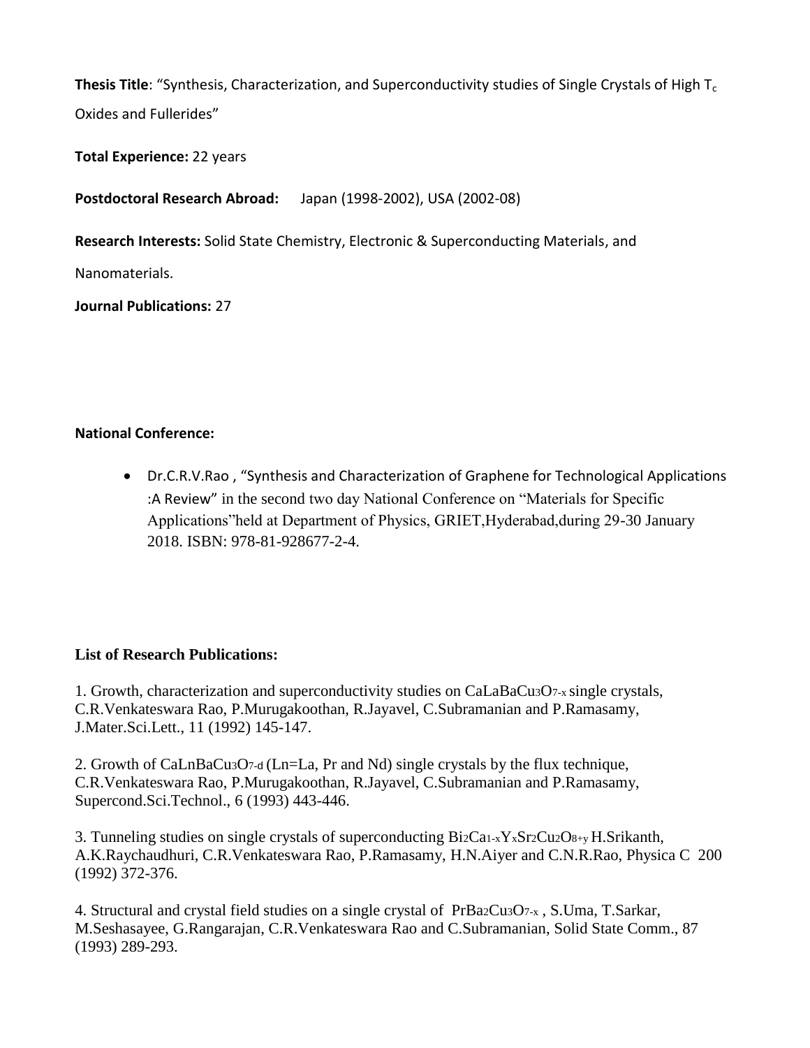**Thesis Title**: "Synthesis, Characterization, and Superconductivity studies of Single Crystals of High $T_c$ Oxides and Fullerides"

**Total Experience:** 22 years

**Postdoctoral Research Abroad:** Japan (1998-2002), USA (2002-08)

**Research Interests:** Solid State Chemistry, Electronic & Superconducting Materials, and Nanomaterials.

**Journal Publications:** 27

**National Conference:**

- Dr.C.R.V.Rao , "Synthesis and Characterization of Graphene for Technological Applications :A Review" in the second two day National Conference on "Materials for Specific Applications"held at Department of Physics, GRIET,Hyderabad,during 29-30 January 2018. ISBN: 978-81-928677-2-4.

**List of Research Publications:**

1. Growth, characterization and superconductivity studies on $CaLaBaCu_3O_{7-x}$ single crystals, C.R.Venkateswara Rao, P.Murugakoothan, R.Jayavel, C.Subramanian and P.Ramasamy, J.Mater.Sci.Lett., 11 (1992) 145-147.

2. Growth of $CaLnBaCu_3O_{7-d}$ (Ln=La, Pr and Nd) single crystals by the flux technique, C.R.Venkateswara Rao, P.Murugakoothan, R.Jayavel, C.Subramanian and P.Ramasamy, Supercond.Sci.Technol., 6 (1993) 443-446.

3. Tunneling studies on single crystals of superconducting $Bi_2Ca_{1-x}Y_xSr_2Cu_2O_{8+y}$ H.Srikanth, A.K.Raychaudhuri, C.R.Venkateswara Rao, P.Ramasamy, H.N.Aiyer and C.N.R.Rao, Physica C 200 (1992) 372-376.

4. Structural and crystal field studies on a single crystal of $PrBa_2Cu_3O_{7-x}$ , S.Uma, T.Sarkar, M.Seshasayee, G.Rangarajan, C.R.Venkateswara Rao and C.Subramanian, Solid State Comm., 87 (1993) 289-293.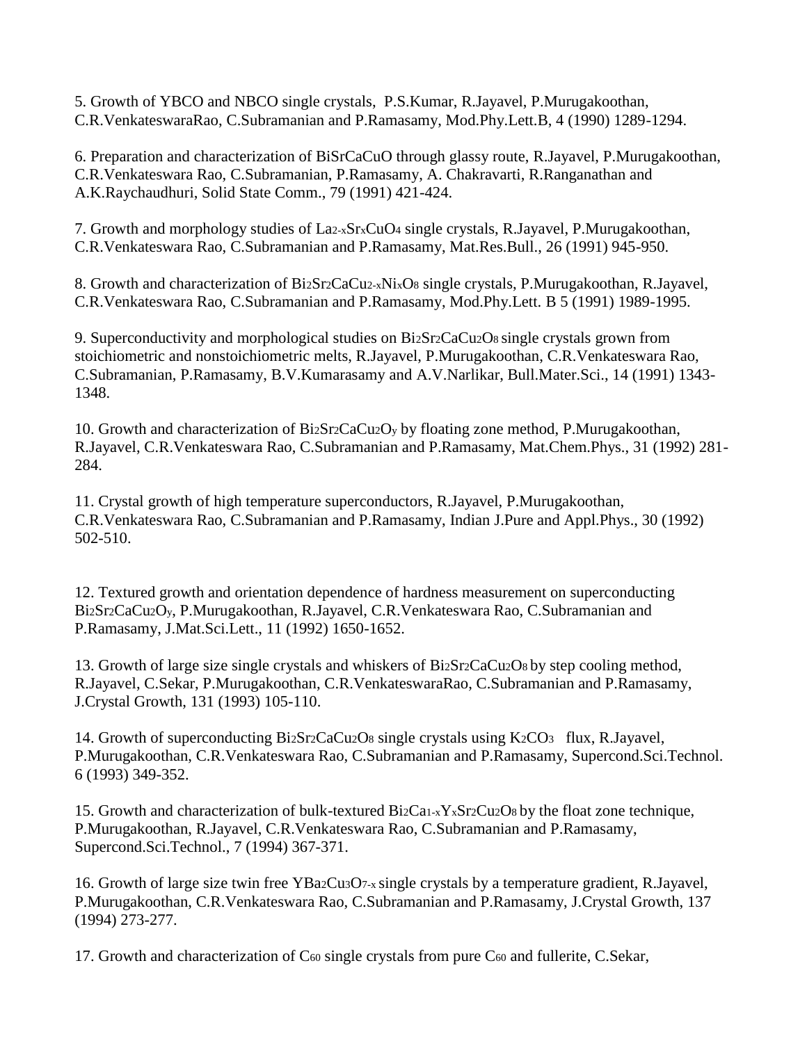5. Growth of YBCO and NBCO single crystals, P.S.Kumar, R.Jayavel, P.Murugakoothan, C.R.VenkateswaraRao, C.Subramanian and P.Ramasamy, Mod.Phy.Lett.B, 4 (1990) 1289-1294.

6. Preparation and characterization of BiSrCaCuO through glassy route, R.Jayavel, P.Murugakoothan, C.R.Venkateswara Rao, C.Subramanian, P.Ramasamy, A. Chakravarti, R.Ranganathan and A.K.Raychaudhuri, Solid State Comm., 79 (1991) 421-424.

7. Growth and morphology studies of $La_{2-x}Sr_xCuO_4$ single crystals, R.Jayavel, P.Murugakoothan, C.R.Venkateswara Rao, C.Subramanian and P.Ramasamy, Mat.Res.Bull., 26 (1991) 945-950.

8. Growth and characterization of $Bi_2Sr_2CaCu_{2-x}Ni_xO_8$ single crystals, P.Murugakoothan, R.Jayavel, C.R.Venkateswara Rao, C.Subramanian and P.Ramasamy, Mod.Phy.Lett. B 5 (1991) 1989-1995.

9. Superconductivity and morphological studies on $Bi_2Sr_2CaCu_2O_8$ single crystals grown from stoichiometric and nonstoichiometric melts, R.Jayavel, P.Murugakoothan, C.R.Venkateswara Rao, C.Subramanian, P.Ramasamy, B.V.Kumarasamy and A.V.Narlikar, Bull.Mater.Sci., 14 (1991) 1343-1348.

10. Growth and characterization of $Bi_2Sr_2CaCu_2O_y$ by floating zone method, P.Murugakoothan, R.Jayavel, C.R.Venkateswara Rao, C.Subramanian and P.Ramasamy, Mat.Chem.Phys., 31 (1992) 281-284.

11. Crystal growth of high temperature superconductors, R.Jayavel, P.Murugakoothan, C.R.Venkateswara Rao, C.Subramanian and P.Ramasamy, Indian J.Pure and Appl.Phys., 30 (1992) 502-510.

12. Textured growth and orientation dependence of hardness measurement on superconducting $Bi_2Sr_2CaCu_2O_y$, P.Murugakoothan, R.Jayavel, C.R.Venkateswara Rao, C.Subramanian and P.Ramasamy, J.Mat.Sci.Lett., 11 (1992) 1650-1652.

13. Growth of large size single crystals and whiskers of $Bi_2Sr_2CaCu_2O_8$ by step cooling method, R.Jayavel, C.Sekar, P.Murugakoothan, C.R.VenkateswaraRao, C.Subramanian and P.Ramasamy, J.Crystal Growth, 131 (1993) 105-110.

14. Growth of superconducting $Bi_2Sr_2CaCu_2O_8$ single crystals using $K_2CO_3$ flux, R.Jayavel, P.Murugakoothan, C.R.Venkateswara Rao, C.Subramanian and P.Ramasamy, Supercond.Sci.Technol. 6 (1993) 349-352.

15. Growth and characterization of bulk-textured $Bi_2Ca_{1-x}Y_xSr_2Cu_2O_8$ by the float zone technique, P.Murugakoothan, R.Jayavel, C.R.Venkateswara Rao, C.Subramanian and P.Ramasamy, Supercond.Sci.Technol., 7 (1994) 367-371.

16. Growth of large size twin free $YBa_2Cu_3O_{7-x}$ single crystals by a temperature gradient, R.Jayavel, P.Murugakoothan, C.R.Venkateswara Rao, C.Subramanian and P.Ramasamy, J.Crystal Growth, 137 (1994) 273-277.

17. Growth and characterization of $C_{60}$ single crystals from pure $C_{60}$ and fullerite, C.Sekar,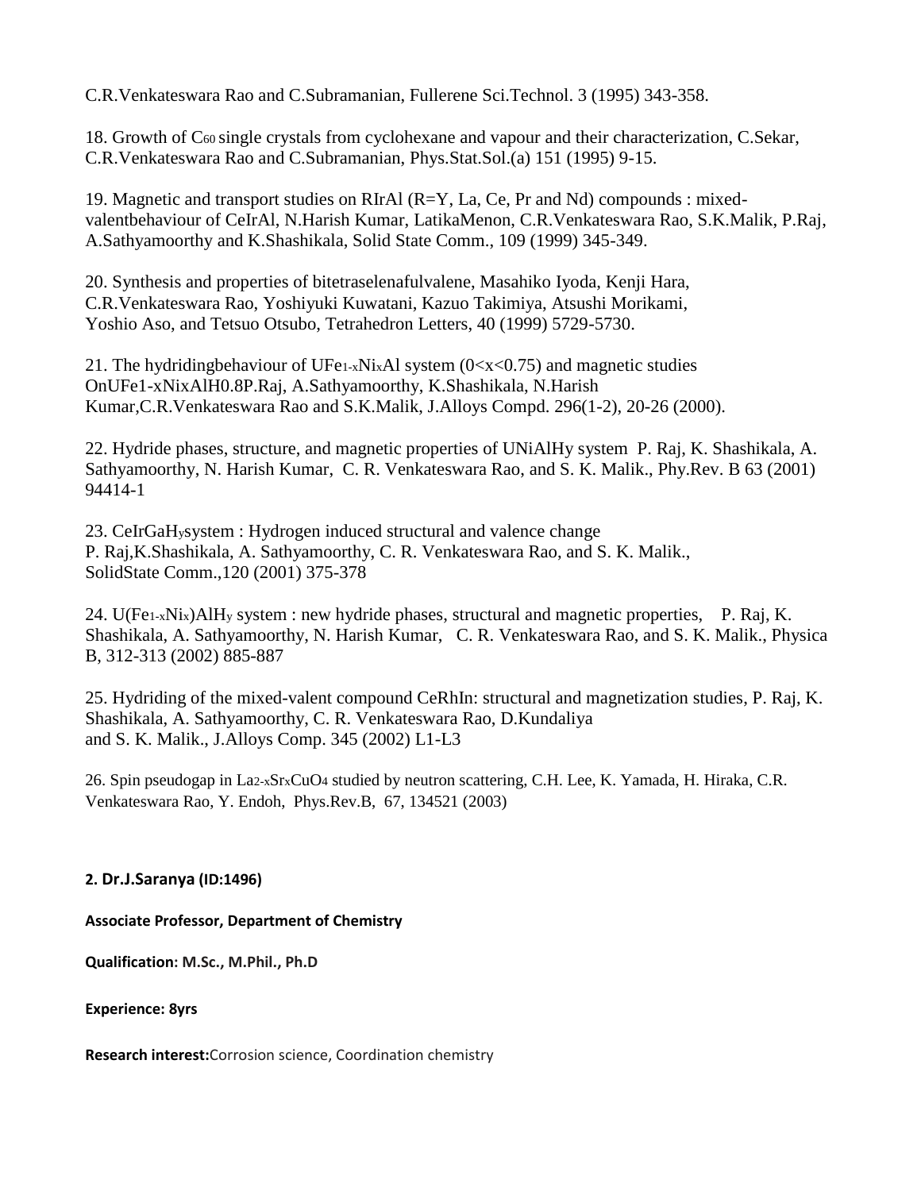C.R.Venkateswara Rao and C.Subramanian, Fullerene Sci.Technol. 3 (1995) 343-358.

18. Growth of $C_{60}$ single crystals from cyclohexane and vapour and their characterization, C.Sekar, C.R.Venkateswara Rao and C.Subramanian, Phys.Stat.Sol.(a) 151 (1995) 9-15.

19. Magnetic and transport studies on RIrAl (R=Y, La, Ce, Pr and Nd) compounds : mixed-valentbehaviour of CeIrAl, N.Harish Kumar, LatikaMenon, C.R.Venkateswara Rao, S.K.Malik, P.Raj, A.Sathyamoorthy and K.Shashikala, Solid State Comm., 109 (1999) 345-349.

20. Synthesis and properties of bitetraselenafulvalene, Masahiko Iyoda, Kenji Hara, C.R.Venkateswara Rao, Yoshiyuki Kuwatani, Kazuo Takimiya, Atsushi Morikami, Yoshio Aso, and Tetsuo Otsubo, Tetrahedron Letters, 40 (1999) 5729-5730.

21. The hydridingbehaviour of $UFe_{1-x}Ni_xAl$ system ($0<x<0.75$) and magnetic studies OnUFe1-xNixAlH0.8P.Raj, A.Sathyamoorthy, K.Shashikala, N.Harish Kumar,C.R.Venkateswara Rao and S.K.Malik, J.Alloys Compd. 296(1-2), 20-26 (2000).

22. Hydride phases, structure, and magnetic properties of UNiAlHy system P. Raj, K. Shashikala, A. Sathyamoorthy, N. Harish Kumar, C. R. Venkateswara Rao, and S. K. Malik., Phy.Rev. B 63 (2001) 94414-1

23. $CeIrGaH_y$system : Hydrogen induced structural and valence change P. Raj,K.Shashikala, A. Sathyamoorthy, C. R. Venkateswara Rao, and S. K. Malik., SolidState Comm.,120 (2001) 375-378

24. $U(Fe_{1-x}Ni_x)AlH_y$ system : new hydride phases, structural and magnetic properties, P. Raj, K. Shashikala, A. Sathyamoorthy, N. Harish Kumar, C. R. Venkateswara Rao, and S. K. Malik., Physica B, 312-313 (2002) 885-887

25. Hydriding of the mixed-valent compound CeRhIn: structural and magnetization studies, P. Raj, K. Shashikala, A. Sathyamoorthy, C. R. Venkateswara Rao, D.Kundaliya and S. K. Malik., J.Alloys Comp. 345 (2002) L1-L3

26. Spin pseudogap in $La_{2-x}Sr_xCuO_4$ studied by neutron scattering, C.H. Lee, K. Yamada, H. Hiraka, C.R. Venkateswara Rao, Y. Endoh, Phys.Rev.B, 67, 134521 (2003)

**2. Dr.J.Saranya (ID:1496)**

**Associate Professor, Department of Chemistry**

**Qualification: M.Sc., M.Phil., Ph.D**

**Experience: 8yrs**

**Research interest:**Corrosion science, Coordination chemistry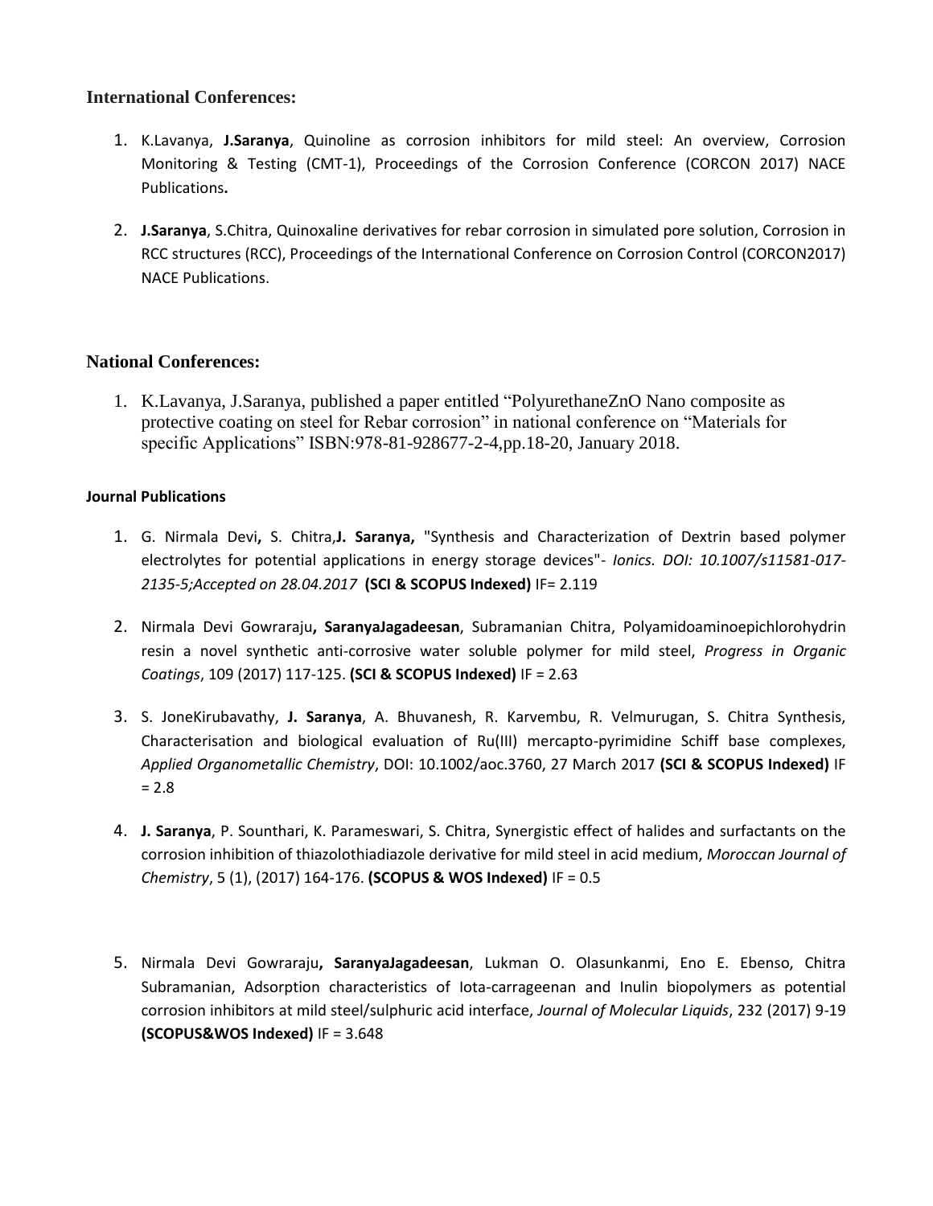### International Conferences:

1. K.Lavanya, **J.Saranya**, Quinoline as corrosion inhibitors for mild steel: An overview, Corrosion Monitoring & Testing (CMT-1), Proceedings of the Corrosion Conference (CORCON 2017) NACE Publications**.**

2. **J.Saranya**, S.Chitra, Quinoxaline derivatives for rebar corrosion in simulated pore solution, Corrosion in RCC structures (RCC), Proceedings of the International Conference on Corrosion Control (CORCON2017) NACE Publications.

### National Conferences:

1. K.Lavanya, J.Saranya, published a paper entitled "PolyurethaneZnO Nano composite as protective coating on steel for Rebar corrosion" in national conference on "Materials for specific Applications" ISBN:978-81-928677-2-4,pp.18-20, January 2018.

**Journal Publications**

1. G. Nirmala Devi**,** S. Chitra,**J. Saranya,** "Synthesis and Characterization of Dextrin based polymer electrolytes for potential applications in energy storage devices"- *Ionics. DOI: 10.1007/s11581-017-2135-5;Accepted on 28.04.2017* **(SCI & SCOPUS Indexed)** IF= 2.119

2. Nirmala Devi Gowraraju**, SaranyaJagadeesan**, Subramanian Chitra, Polyamidoaminoepichlorohydrin resin a novel synthetic anti-corrosive water soluble polymer for mild steel, *Progress in Organic Coatings*, 109 (2017) 117-125. **(SCI & SCOPUS Indexed)** IF = 2.63

3. S. JoneKirubavathy, **J. Saranya**, A. Bhuvanesh, R. Karvembu, R. Velmurugan, S. Chitra Synthesis, Characterisation and biological evaluation of Ru(III) mercapto-pyrimidine Schiff base complexes, *Applied Organometallic Chemistry*, DOI: 10.1002/aoc.3760, 27 March 2017 **(SCI & SCOPUS Indexed)** IF = 2.8

4. **J. Saranya**, P. Sounthari, K. Parameswari, S. Chitra, Synergistic effect of halides and surfactants on the corrosion inhibition of thiazolothiadiazole derivative for mild steel in acid medium, *Moroccan Journal of Chemistry*, 5 (1), (2017) 164-176. **(SCOPUS & WOS Indexed)** IF = 0.5

5. Nirmala Devi Gowraraju**, SaranyaJagadeesan**, Lukman O. Olasunkanmi, Eno E. Ebenso, Chitra Subramanian, Adsorption characteristics of Iota-carrageenan and Inulin biopolymers as potential corrosion inhibitors at mild steel/sulphuric acid interface, *Journal of Molecular Liquids*, 232 (2017) 9-19 **(SCOPUS&WOS Indexed)** IF = 3.648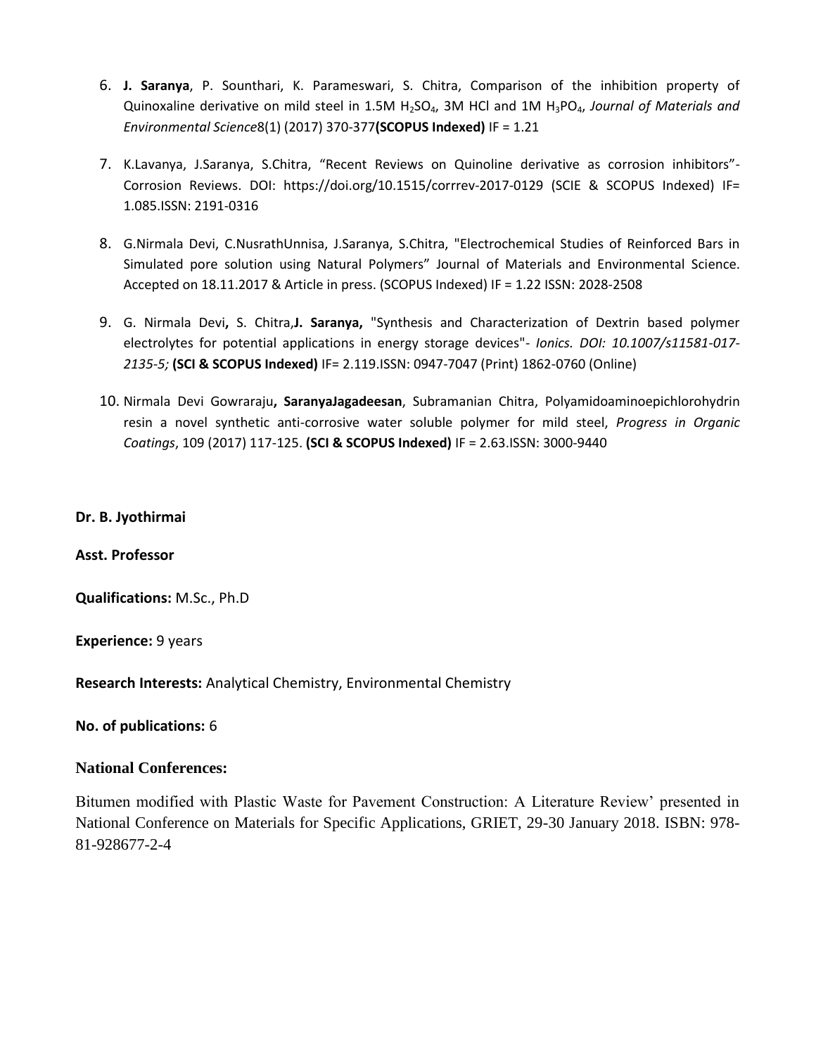6. **J. Saranya**, P. Sounthari, K. Parameswari, S. Chitra, Comparison of the inhibition property of Quinoxaline derivative on mild steel in 1.5M $H_2SO_4$, 3M HCl and 1M $H_3PO_4$, *Journal of Materials and Environmental Science*8(1) (2017) 370-377**(SCOPUS Indexed)** IF = 1.21

7. K.Lavanya, J.Saranya, S.Chitra, "Recent Reviews on Quinoline derivative as corrosion inhibitors"- Corrosion Reviews. DOI: https://doi.org/10.1515/corrrev-2017-0129 (SCIE & SCOPUS Indexed) IF= 1.085.ISSN: 2191-0316

8. G.Nirmala Devi, C.NusrathUnnisa, J.Saranya, S.Chitra, "Electrochemical Studies of Reinforced Bars in Simulated pore solution using Natural Polymers" Journal of Materials and Environmental Science. Accepted on 18.11.2017 & Article in press. (SCOPUS Indexed) IF = 1.22 ISSN: 2028-2508

9. G. Nirmala Devi**,** S. Chitra,**J. Saranya,** "Synthesis and Characterization of Dextrin based polymer electrolytes for potential applications in energy storage devices"- *Ionics. DOI: 10.1007/s11581-017-2135-5;* **(SCI & SCOPUS Indexed)** IF= 2.119.ISSN: 0947-7047 (Print) 1862-0760 (Online)

10. Nirmala Devi Gowraraju**, SaranyaJagadeesan**, Subramanian Chitra, Polyamidoaminoepichlorohydrin resin a novel synthetic anti-corrosive water soluble polymer for mild steel, *Progress in Organic Coatings*, 109 (2017) 117-125. **(SCI & SCOPUS Indexed)** IF = 2.63.ISSN: 3000-9440

**Dr. B. Jyothirmai**

**Asst. Professor**

**Qualifications:** M.Sc., Ph.D

**Experience:** 9 years

**Research Interests:** Analytical Chemistry, Environmental Chemistry

**No. of publications:** 6

**National Conferences:**

Bitumen modified with Plastic Waste for Pavement Construction: A Literature Review' presented in National Conference on Materials for Specific Applications, GRIET, 29-30 January 2018. ISBN: 978-81-928677-2-4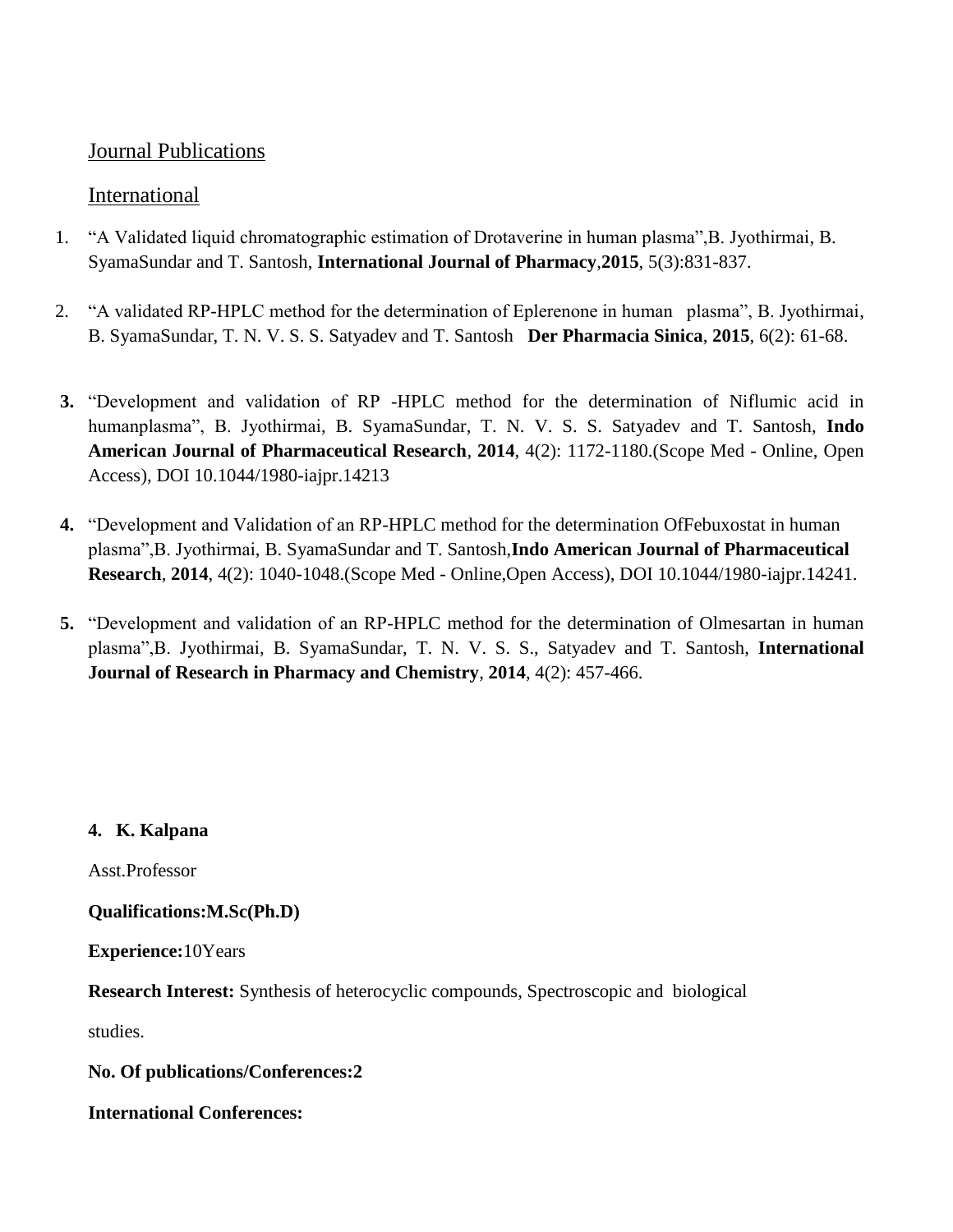## Journal Publications

### International

1. "A Validated liquid chromatographic estimation of Drotaverine in human plasma",B. Jyothirmai, B. SyamaSundar and T. Santosh, **International Journal of Pharmacy**,**2015**, 5(3):831-837.

2. "A validated RP-HPLC method for the determination of Eplerenone in human plasma", B. Jyothirmai, B. SyamaSundar, T. N. V. S. S. Satyadev and T. Santosh **Der Pharmacia Sinica**, **2015**, 6(2): 61-68.

3. "Development and validation of RP -HPLC method for the determination of Niflumic acid in humanplasma", B. Jyothirmai, B. SyamaSundar, T. N. V. S. S. Satyadev and T. Santosh, **Indo American Journal of Pharmaceutical Research**, **2014**, 4(2): 1172-1180.(Scope Med - Online, Open Access), DOI 10.1044/1980-iajpr.14213

4. "Development and Validation of an RP-HPLC method for the determination OfFebuxostat in human plasma",B. Jyothirmai, B. SyamaSundar and T. Santosh,**Indo American Journal of Pharmaceutical Research**, **2014**, 4(2): 1040-1048.(Scope Med - Online,Open Access), DOI 10.1044/1980-iajpr.14241.

5. "Development and validation of an RP-HPLC method for the determination of Olmesartan in human plasma",B. Jyothirmai, B. SyamaSundar, T. N. V. S. S., Satyadev and T. Santosh, **International Journal of Research in Pharmacy and Chemistry**, **2014**, 4(2): 457-466.

**4. K. Kalpana**

Asst.Professor

**Qualifications:M.Sc(Ph.D)**

**Experience:**10Years

**Research Interest:** Synthesis of heterocyclic compounds, Spectroscopic and biological studies.

**No. Of publications/Conferences:2**

**International Conferences:**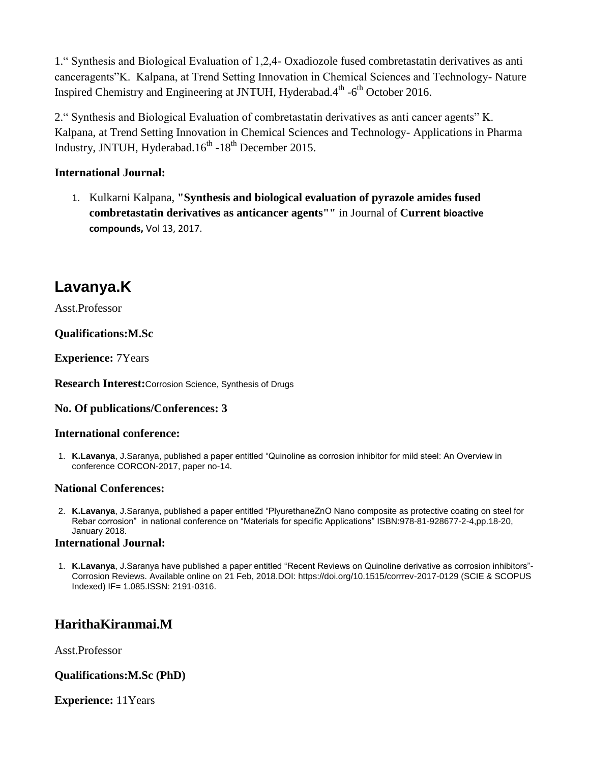1." Synthesis and Biological Evaluation of 1,2,4- Oxadiozole fused combretastatin derivatives as anti canceragents"K. Kalpana, at Trend Setting Innovation in Chemical Sciences and Technology- Nature Inspired Chemistry and Engineering at JNTUH, Hyderabad.4th -6th October 2016.

2." Synthesis and Biological Evaluation of combretastatin derivatives as anti cancer agents" K. Kalpana, at Trend Setting Innovation in Chemical Sciences and Technology- Applications in Pharma Industry, JNTUH, Hyderabad.16th -18th December 2015.

### International Journal:

1. Kulkarni Kalpana, **"Synthesis and biological evaluation of pyrazole amides fused combretastatin derivatives as anticancer agents""** in Journal of **Current bioactive compounds,** Vol 13, 2017.

## Lavanya.K

Asst.Professor

**Qualifications:M.Sc**

**Experience:** 7Years

**Research Interest:**Corrosion Science, Synthesis of Drugs

**No. Of publications/Conferences: 3**

### International conference:

1. **K.Lavanya**, J.Saranya, published a paper entitled "Quinoline as corrosion inhibitor for mild steel: An Overview in conference CORCON-2017, paper no-14.

### National Conferences:

2. **K.Lavanya**, J.Saranya, published a paper entitled "PlyurethaneZnO Nano composite as protective coating on steel for Rebar corrosion" in national conference on "Materials for specific Applications" ISBN:978-81-928677-2-4,pp.18-20, January 2018.

### International Journal:

1. **K.Lavanya**, J.Saranya have published a paper entitled "Recent Reviews on Quinoline derivative as corrosion inhibitors"- Corrosion Reviews. Available online on 21 Feb, 2018.DOI: https://doi.org/10.1515/corrrev-2017-0129 (SCIE & SCOPUS Indexed) IF= 1.085.ISSN: 2191-0316.

## HarithaKiranmai.M

Asst.Professor

**Qualifications:M.Sc (PhD)**

**Experience:** 11Years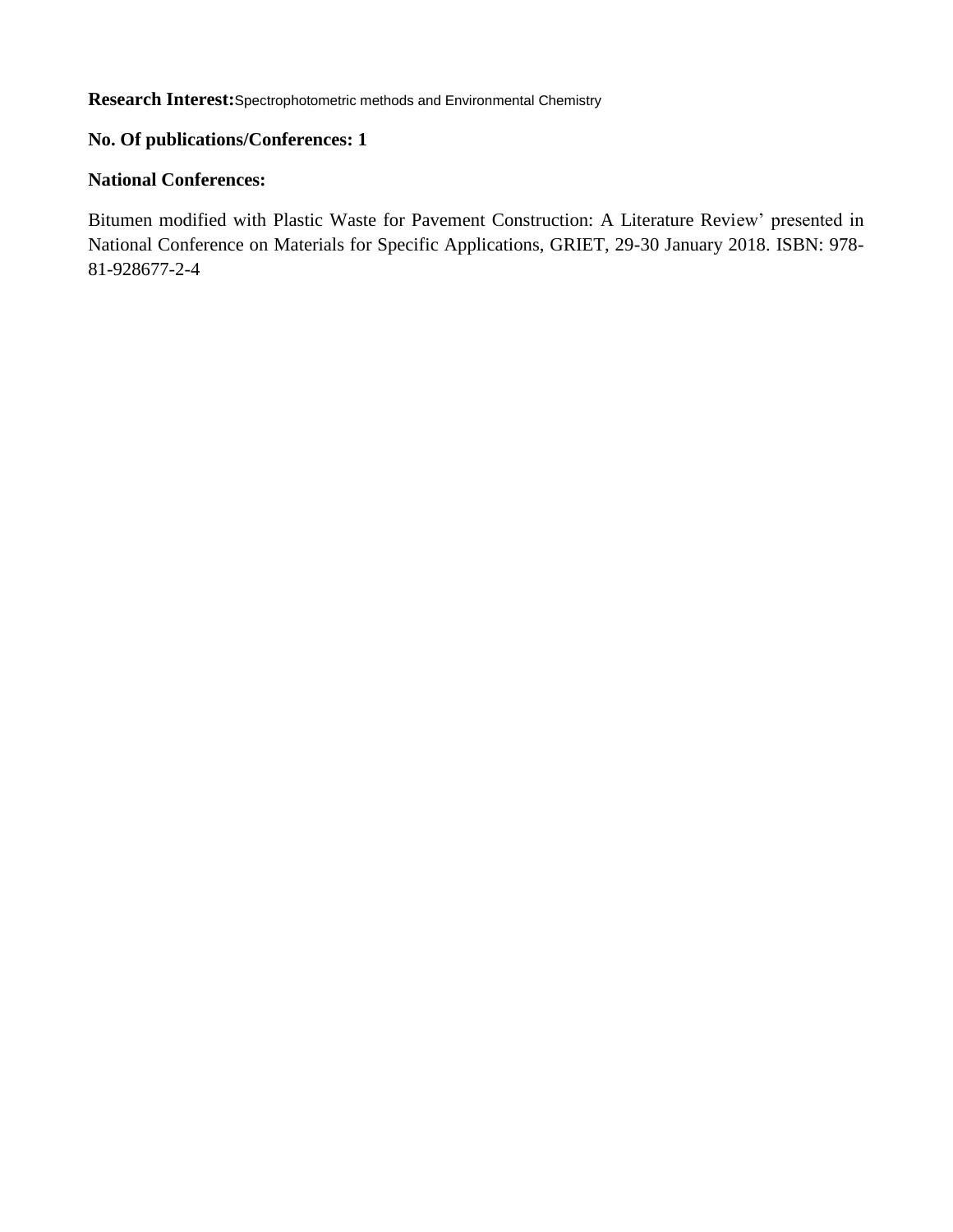**Research Interest:** Spectrophotometric methods and Environmental Chemistry

**No. Of publications/Conferences: 1**

**National Conferences:**

Bitumen modified with Plastic Waste for Pavement Construction: A Literature Review' presented in National Conference on Materials for Specific Applications, GRIET, 29-30 January 2018. ISBN: 978-81-928677-2-4